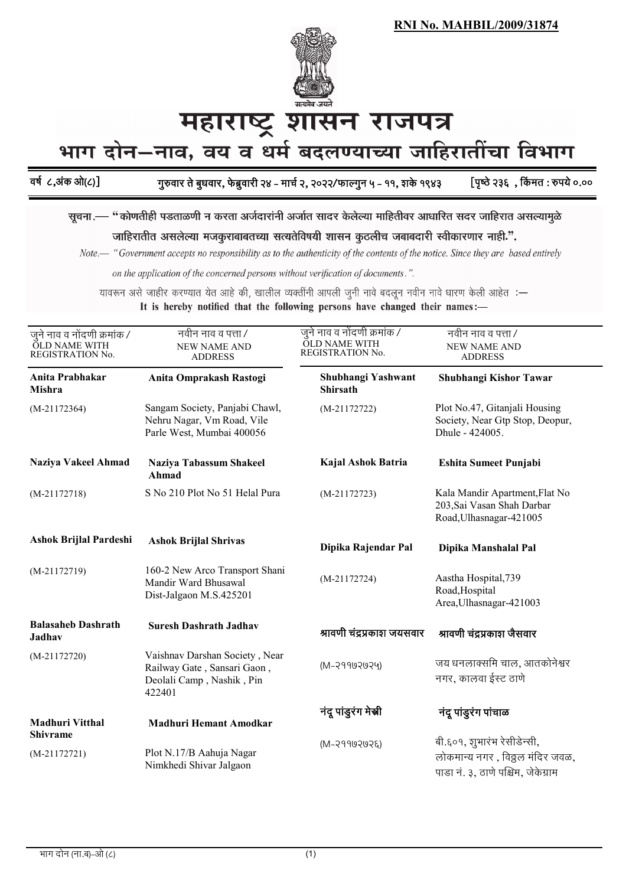**RNI No. MAHBIL/2009/31874**

# महाराष्ट्र शासन राजपत्र

## भाग दोन—नाव, वय व धर्म बदलण्याच्या जाहिरातींचा विभाग

वर्ष ८,अंक ओ(८)] गुरुवार ते बुधवार, फेब्रुवारी २४ - मार्च २, २०२२/फाल्गुन ५ - ११, शके १९४३ [पृष्ठे २३६ , किंमत : रुपये ०.००

सूचना.— "कोणतीही पडताळणी न करता अर्जदारांनी अर्जात सादर केलेल्या माहितीवर आधारित सदर जाहिरात असल्यामुळे जाहिरातीत असलेल्या मजकुराबाबतच्या सत्यतेविषयी शासन कुठलीच जबाबदारी स्वीकारणार नाही.".

*Note.— "Government accepts no responsibility as to the authenticity of the contents of the notice. Since they are based entirely on the application of the concerned persons without verification of documents.".*

यावरून असे जाहीर करण्यात येत आहे की, खालील व्यक्तींनी आपली जुनी नावे बदलून नवीन नावे धारण केली आहेत :—

**It is hereby notified that the following persons have changed their names:—**

| जुने नाव व नोंदणी क्रमांक / OLD NAME WITH REGISTRATION No. | नवीन नाव व पत्ता / NEW NAME AND ADDRESS |
|---|---|
| **Anita Prabhakar Mishra** (M-21172364) | **Anita Omprakash Rastogi** Sangam Society, Panjabi Chawl, Nehru Nagar, Vm Road, Vile Parle West, Mumbai 400056 |
| **Naziya Vakeel Ahmad** (M-21172718) | **Naziya Tabassum Shakeel Ahmad** S No 210 Plot No 51 Helal Pura |
| **Ashok Brijlal Pardeshi** (M-21172719) | **Ashok Brijlal Shrivas** 160-2 New Arco Transport Shani Mandir Ward Bhusawal Dist-Jalgaon M.S.425201 |
| **Balasaheb Dashrath Jadhav** (M-21172720) | **Suresh Dashrath Jadhav** Vaishnav Darshan Society , Near Railway Gate , Sansari Gaon , Deolali Camp , Nashik , Pin 422401 |
| **Madhuri Vitthal Shivrame** (M-21172721) | **Madhuri Hemant Amodkar** Plot N.17/B Aahuja Nagar Nimkhedi Shivar Jalgaon |
| **Shubhangi Yashwant Shirsath** (M-21172722) | **Shubhangi Kishor Tawar** Plot No.47, Gitanjali Housing Society, Near Gtp Stop, Deopur, Dhule - 424005. |
| **Kajal Ashok Batria** (M-21172723) | **Eshita Sumeet Punjabi** Kala Mandir Apartment,Flat No 203,Sai Vasan Shah Darbar Road,Ulhasnagar-421005 |
| **Dipika Rajendar Pal** (M-21172724) | **Dipika Manshalal Pal** Aastha Hospital,739 Road,Hospital Area,Ulhasnagar-421003 |
| **श्रावणी चंद्रप्रकाश जयसवार** (M-२११७२७२५) | **श्रावणी चंद्रप्रकाश जैसवार** जय धनलाक्समि चाल, आतकोनेश्वर नगर, कालवा ईस्ट ठाणे |
| **नंदू पांडुरंग मेस्त्री** (M-२११७२७२६) | **नंदू पांडुरंग पांचाळ** बी.६०१, शुभारंभ रेसीडेन्सी, लोकमान्य नगर , विठ्ठल मंदिर जवळ, पाडा नं. ३, ठाणे पश्चिम, जेकेग्राम |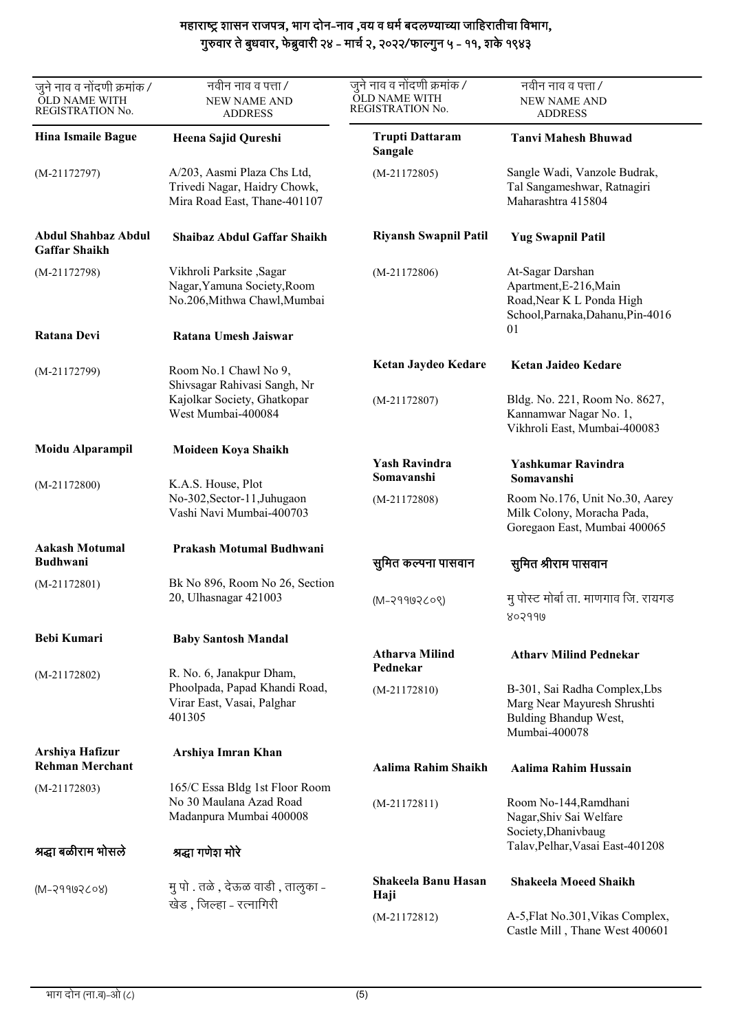# महाराष्ट्र शासन राजपत्र, भाग दोन-नाव ,वय व धर्म बदलण्याच्या जाहिरातीचा विभाग, गुरुवार ते बुधवार, फेब्रुवारी २४ - मार्च २, २०२२/फाल्गुन ५ - ११, शके १९४३

| जुने नाव व नोंदणी क्रमांक / OLD NAME WITH REGISTRATION No. | नवीन नाव व पत्ता / NEW NAME AND ADDRESS |
|---|---|
| **Hina Ismaile Bague** (M-21172797) | **Heena Sajid Qureshi** A/203, Aasmi Plaza Chs Ltd, Trivedi Nagar, Haidry Chowk, Mira Road East, Thane-401107 |
| **Abdul Shahbaz Abdul Gaffar Shaikh** (M-21172798) | **Shaibaz Abdul Gaffar Shaikh** Vikhroli Parksite ,Sagar Nagar,Yamuna Society,Room No.206,Mithwa Chawl,Mumbai |
| **Ratana Devi** (M-21172799) | **Ratana Umesh Jaiswar** Room No.1 Chawl No 9, Shivsagar Rahivasi Sangh, Nr Kajolkar Society, Ghatkopar West Mumbai-400084 |
| **Moidu Alparampil** (M-21172800) | **Moideen Koya Shaikh** K.A.S. House, Plot No-302,Sector-11,Juhugaon Vashi Navi Mumbai-400703 |
| **Aakash Motumal Budhwani** (M-21172801) | **Prakash Motumal Budhwani** Bk No 896, Room No 26, Section 20, Ulhasnagar 421003 |
| **Bebi Kumari** (M-21172802) | **Baby Santosh Mandal** R. No. 6, Janakpur Dham, Phoolpada, Papad Khandi Road, Virar East, Vasai, Palghar 401305 |
| **Arshiya Hafizur Rehman Merchant** (M-21172803) | **Arshiya Imran Khan** 165/C Essa Bldg 1st Floor Room No 30 Maulana Azad Road Madanpura Mumbai 400008 |
| **श्रद्धा बळीराम भोसले** (M-२११७२८०४) | **श्रद्धा गणेश मोरे** मु पो . तळे , देऊळ वाडी , तालुका - खेड , जिल्हा - रत्नागिरी |
| **Trupti Dattaram Sangale** (M-21172805) | **Tanvi Mahesh Bhuwad** Sangle Wadi, Vanzole Budrak, Tal Sangameshwar, Ratnagiri Maharashtra 415804 |
| **Riyansh Swapnil Patil** (M-21172806) | **Yug Swapnil Patil** At-Sagar Darshan Apartment,E-216,Main Road,Near K L Ponda High School,Parnaka,Dahanu,Pin-401601 |
| **Ketan Jaydeo Kedare** (M-21172807) | **Ketan Jaideo Kedare** Bldg. No. 221, Room No. 8627, Kannamwar Nagar No. 1, Vikhroli East, Mumbai-400083 |
| **Yash Ravindra Somavanshi** (M-21172808) | **Yashkumar Ravindra Somavanshi** Room No.176, Unit No.30, Aarey Milk Colony, Moracha Pada, Goregaon East, Mumbai 400065 |
| **सुमित कल्पना पासवान** (M-२११७२८०९) | **सुमित श्रीराम पासवान** मु पोस्ट मोर्बा ता. माणगाव जि. रायगड ४०२११७ |
| **Atharva Milind Pednekar** (M-21172810) | **Atharv Milind Pednekar** B-301, Sai Radha Complex,Lbs Marg Near Mayuresh Shrushti Bulding Bhandup West, Mumbai-400078 |
| **Aalima Rahim Shaikh** (M-21172811) | **Aalima Rahim Hussain** Room No-144,Ramdhani Nagar,Shiv Sai Welfare Society,Dhanivbaug Talav,Pelhar,Vasai East-401208 |
| **Shakeela Banu Hasan Haji** (M-21172812) | **Shakeela Moeed Shaikh** A-5,Flat No.301,Vikas Complex, Castle Mill , Thane West 400601 |

भाग दोन (ना.ब)-ओ (८)